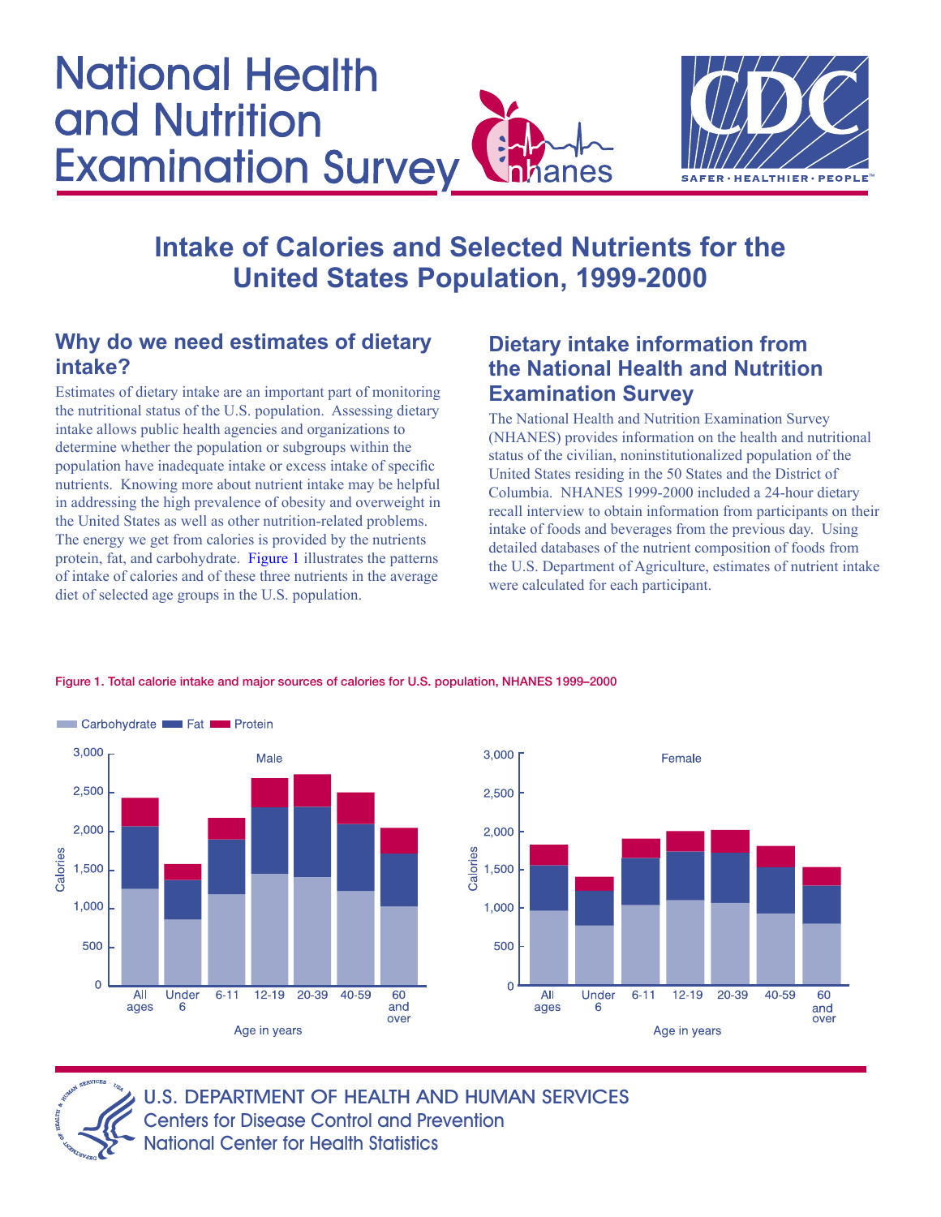# National Health and Nutrition Examination Survey

## Intake of Calories and Selected Nutrients for the United States Population, 1999-2000

### Why do we need estimates of dietary intake?

Estimates of dietary intake are an important part of monitoring the nutritional status of the U.S. population. Assessing dietary intake allows public health agencies and organizations to determine whether the population or subgroups within the population have inadequate intake or excess intake of specific nutrients. Knowing more about nutrient intake may be helpful in addressing the high prevalence of obesity and overweight in the United States as well as other nutrition-related problems. The energy we get from calories is provided by the nutrients protein, fat, and carbohydrate. Figure 1 illustrates the patterns of intake of calories and of these three nutrients in the average diet of selected age groups in the U.S. population.

### Dietary intake information from the National Health and Nutrition Examination Survey

The National Health and Nutrition Examination Survey (NHANES) provides information on the health and nutritional status of the civilian, noninstitutionalized population of the United States residing in the 50 States and the District of Columbia. NHANES 1999-2000 included a 24-hour dietary recall interview to obtain information from participants on their intake of foods and beverages from the previous day. Using detailed databases of the nutrient composition of foods from the U.S. Department of Agriculture, estimates of nutrient intake were calculated for each participant.

Figure 1. Total calorie intake and major sources of calories for U.S. population, NHANES 1999–2000

U.S. DEPARTMENT OF HEALTH AND HUMAN SERVICES
Centers for Disease Control and Prevention
National Center for Health Statistics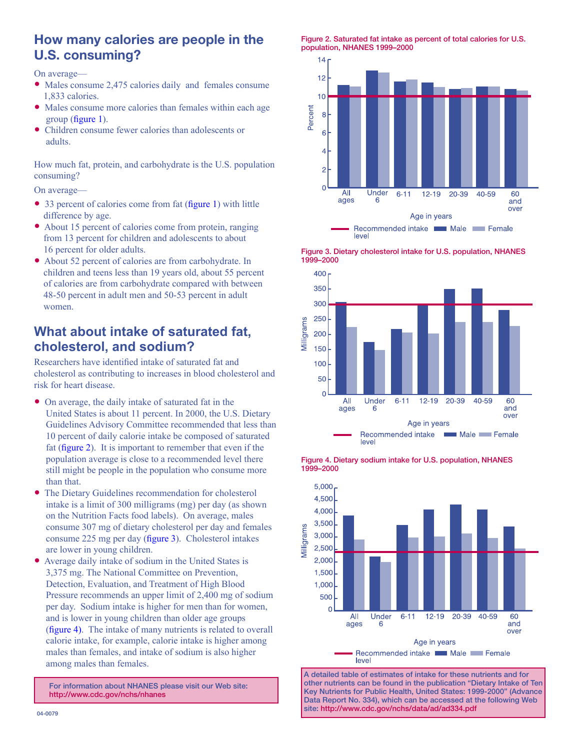## How many calories are people in the U.S. consuming?

On average—

- Males consume 2,475 calories daily and females consume 1,833 calories.
- Males consume more calories than females within each age group (figure 1).
- Children consume fewer calories than adolescents or adults.

How much fat, protein, and carbohydrate is the U.S. population consuming?

On average—

- 33 percent of calories come from fat (figure 1) with little difference by age.
- About 15 percent of calories come from protein, ranging from 13 percent for children and adolescents to about 16 percent for older adults.
- About 52 percent of calories are from carbohydrate. In children and teens less than 19 years old, about 55 percent of calories are from carbohydrate compared with between 48-50 percent in adult men and 50-53 percent in adult women.

## What about intake of saturated fat, cholesterol, and sodium?

Researchers have identified intake of saturated fat and cholesterol as contributing to increases in blood cholesterol and risk for heart disease.

- On average, the daily intake of saturated fat in the United States is about 11 percent. In 2000, the U.S. Dietary Guidelines Advisory Committee recommended that less than 10 percent of daily calorie intake be composed of saturated fat (figure 2). It is important to remember that even if the population average is close to a recommended level there still might be people in the population who consume more than that.
- The Dietary Guidelines recommendation for cholesterol intake is a limit of 300 milligrams (mg) per day (as shown on the Nutrition Facts food labels). On average, males consume 307 mg of dietary cholesterol per day and females consume 225 mg per day (figure 3). Cholesterol intakes are lower in young children.
- Average daily intake of sodium in the United States is 3,375 mg. The National Committee on Prevention, Detection, Evaluation, and Treatment of High Blood Pressure recommends an upper limit of 2,400 mg of sodium per day. Sodium intake is higher for men than for women, and is lower in young children than older age groups (figure 4). The intake of many nutrients is related to overall calorie intake, for example, calorie intake is higher among males than females, and intake of sodium is also higher among males than females.

For information about NHANES please visit our Web site: http://www.cdc.gov/nchs/nhanes

04-0079

**Figure 2. Saturated fat intake as percent of total calories for U.S. population, NHANES 1999–2000**

Percent
0 2 4 6 8 10 12 14
All ages · Under 6 · 6-11 · 12-19 · 20-39 · 40-59 · 60 and over
Age in years
Recommended intake level · Male · Female

**Figure 3. Dietary cholesterol intake for U.S. population, NHANES 1999–2000**

Milligrams
0 50 100 150 200 250 300 350 400
All ages · Under 6 · 6-11 · 12-19 · 20-39 · 40-59 · 60 and over
Age in years
Recommended intake level · Male · Female

**Figure 4. Dietary sodium intake for U.S. population, NHANES 1999–2000**

Milligrams
0 500 1,000 1,500 2,000 2,500 3,000 3,500 4,000 4,500 5,000
All ages · Under 6 · 6-11 · 12-19 · 20-39 · 40-59 · 60 and over
Age in years
Recommended intake level · Male · Female

A detailed table of estimates of intake for these nutrients and for other nutrients can be found in the publication "Dietary Intake of Ten Key Nutrients for Public Health, United States: 1999-2000" (Advance Data Report No. 334), which can be accessed at the following Web site: http://www.cdc.gov/nchs/data/ad/ad334.pdf